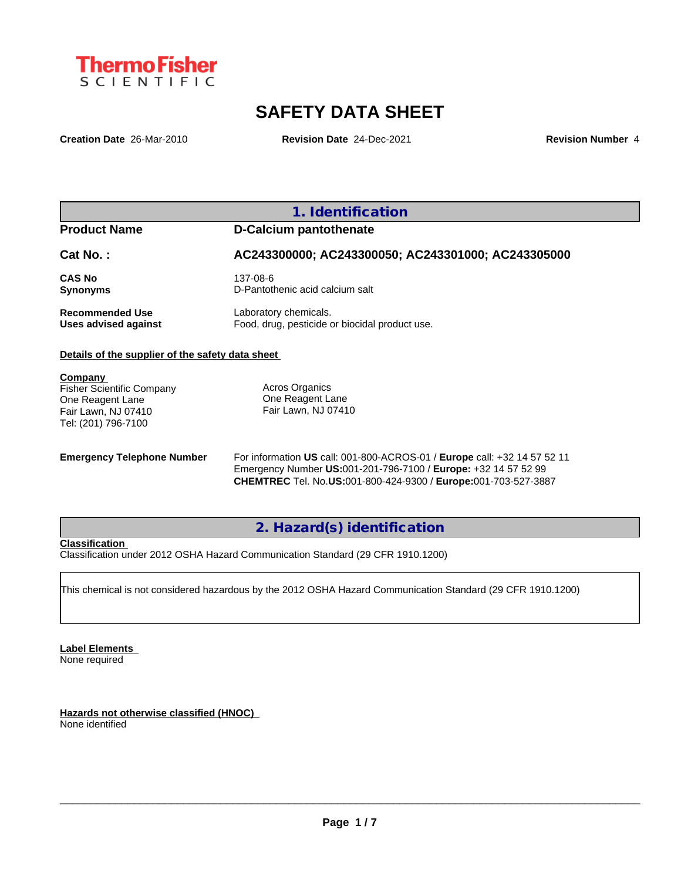ThermoFisher SCIENTIFIC

# SAFETY DATA SHEET

**Creation Date** 26-Mar-2010 **Revision Date** 24-Dec-2021 **Revision Number** 4

## 1. Identification

**Product Name** D-Calcium pantothenate

**Cat No. :** AC243300000; AC243300050; AC243301000; AC243305000

**CAS No** 137-08-6
**Synonyms** D-Pantothenic acid calcium salt

**Recommended Use** Laboratory chemicals.
**Uses advised against** Food, drug, pesticide or biocidal product use.

**Details of the supplier of the safety data sheet**

**Company**
Fisher Scientific Company
One Reagent Lane
Fair Lawn, NJ 07410
Tel: (201) 796-7100

Acros Organics
One Reagent Lane
Fair Lawn, NJ 07410

**Emergency Telephone Number** For information **US** call: 001-800-ACROS-01 / **Europe** call: +32 14 57 52 11
Emergency Number **US:**001-201-796-7100 / **Europe:** +32 14 57 52 99
**CHEMTREC** Tel. No.**US:**001-800-424-9300 / **Europe:**001-703-527-3887

## 2. Hazard(s) identification

**Classification**
Classification under 2012 OSHA Hazard Communication Standard (29 CFR 1910.1200)

This chemical is not considered hazardous by the 2012 OSHA Hazard Communication Standard (29 CFR 1910.1200)

**Label Elements**
None required

**Hazards not otherwise classified (HNOC)**
None identified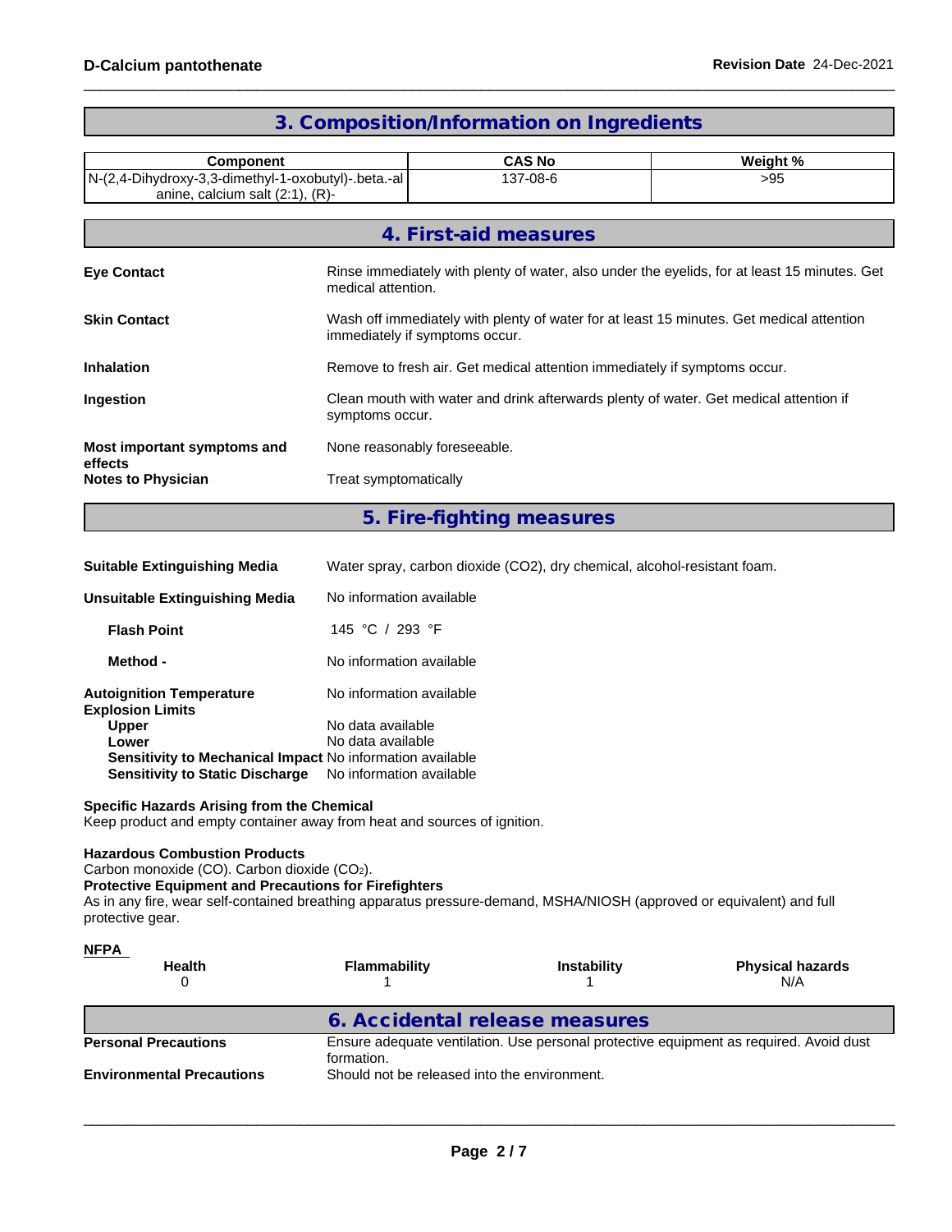## 3. Composition/Information on Ingredients

| Component | CAS No | Weight % |
|---|---|---|
| N-(2,4-Dihydroxy-3,3-dimethyl-1-oxobutyl)-.beta.-alanine, calcium salt (2:1), (R)- | 137-08-6 | >95 |

## 4. First-aid measures

| | |
|---|---|
| **Eye Contact** | Rinse immediately with plenty of water, also under the eyelids, for at least 15 minutes. Get medical attention. |
| **Skin Contact** | Wash off immediately with plenty of water for at least 15 minutes. Get medical attention immediately if symptoms occur. |
| **Inhalation** | Remove to fresh air. Get medical attention immediately if symptoms occur. |
| **Ingestion** | Clean mouth with water and drink afterwards plenty of water. Get medical attention if symptoms occur. |
| **Most important symptoms and effects** | None reasonably foreseeable. |
| **Notes to Physician** | Treat symptomatically |

## 5. Fire-fighting measures

| | |
|---|---|
| **Suitable Extinguishing Media** | Water spray, carbon dioxide (CO2), dry chemical, alcohol-resistant foam. |
| **Unsuitable Extinguishing Media** | No information available |
| **Flash Point** | 145 °C / 293 °F |
| **Method -** | No information available |
| **Autoignition Temperature** | No information available |
| **Explosion Limits** | |
| **Upper** | No data available |
| **Lower** | No data available |
| **Sensitivity to Mechanical Impact** | No information available |
| **Sensitivity to Static Discharge** | No information available |

**Specific Hazards Arising from the Chemical**
Keep product and empty container away from heat and sources of ignition.

**Hazardous Combustion Products**
Carbon monoxide (CO). Carbon dioxide ($CO_2$).

**Protective Equipment and Precautions for Firefighters**
As in any fire, wear self-contained breathing apparatus pressure-demand, MSHA/NIOSH (approved or equivalent) and full protective gear.

**NFPA**

| Health | Flammability | Instability | Physical hazards |
|---|---|---|---|
| 0 | 1 | 1 | N/A |

## 6. Accidental release measures

| | |
|---|---|
| **Personal Precautions** | Ensure adequate ventilation. Use personal protective equipment as required. Avoid dust formation. |
| **Environmental Precautions** | Should not be released into the environment. |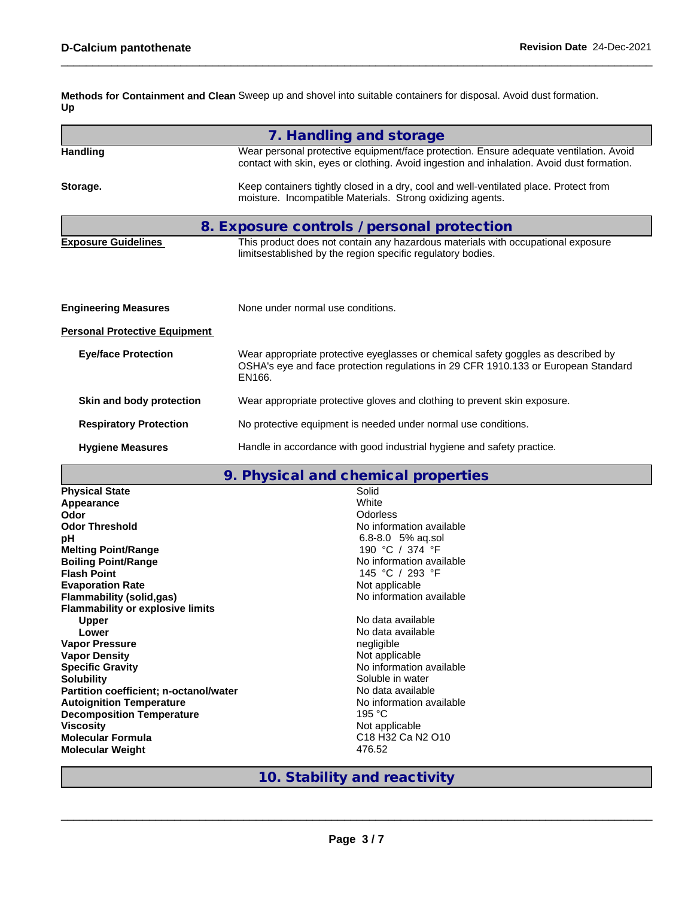**Methods for Containment and Clean Up** Sweep up and shovel into suitable containers for disposal. Avoid dust formation.

## 7. Handling and storage

**Handling** Wear personal protective equipment/face protection. Ensure adequate ventilation. Avoid contact with skin, eyes or clothing. Avoid ingestion and inhalation. Avoid dust formation.

**Storage.** Keep containers tightly closed in a dry, cool and well-ventilated place. Protect from moisture. Incompatible Materials. Strong oxidizing agents.

## 8. Exposure controls / personal protection

**Exposure Guidelines** This product does not contain any hazardous materials with occupational exposure limitsestablished by the region specific regulatory bodies.

**Engineering Measures** None under normal use conditions.

**Personal Protective Equipment**

**Eye/face Protection** Wear appropriate protective eyeglasses or chemical safety goggles as described by OSHA's eye and face protection regulations in 29 CFR 1910.133 or European Standard EN166.

**Skin and body protection** Wear appropriate protective gloves and clothing to prevent skin exposure.

**Respiratory Protection** No protective equipment is needed under normal use conditions.

**Hygiene Measures** Handle in accordance with good industrial hygiene and safety practice.

## 9. Physical and chemical properties

| Property | Value |
|---|---|
| **Physical State** | Solid |
| **Appearance** | White |
| **Odor** | Odorless |
| **Odor Threshold** | No information available |
| **pH** | 6.8-8.0 5% aq.sol |
| **Melting Point/Range** | 190 °C / 374 °F |
| **Boiling Point/Range** | No information available |
| **Flash Point** | 145 °C / 293 °F |
| **Evaporation Rate** | Not applicable |
| **Flammability (solid,gas)** | No information available |
| **Flammability or explosive limits** | |
| **Upper** | No data available |
| **Lower** | No data available |
| **Vapor Pressure** | negligible |
| **Vapor Density** | Not applicable |
| **Specific Gravity** | No information available |
| **Solubility** | Soluble in water |
| **Partition coefficient; n-octanol/water** | No data available |
| **Autoignition Temperature** | No information available |
| **Decomposition Temperature** | 195 °C |
| **Viscosity** | Not applicable |
| **Molecular Formula** | C18 H32 Ca N2 O10 |
| **Molecular Weight** | 476.52 |

## 10. Stability and reactivity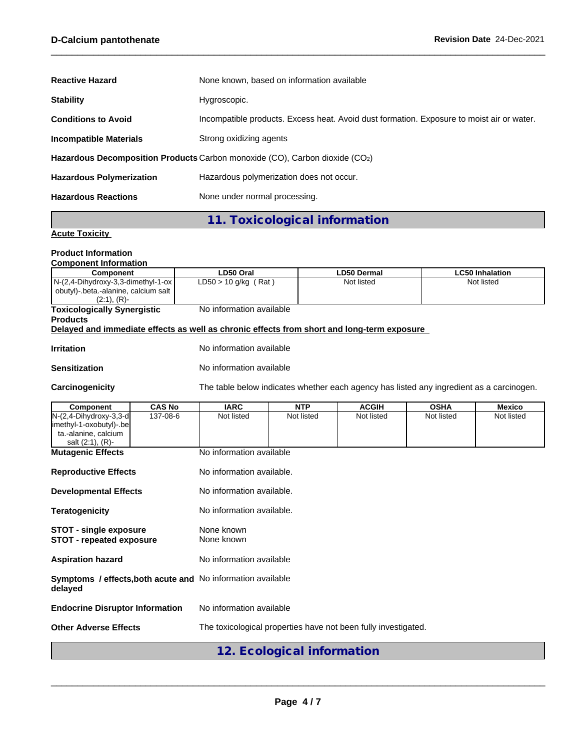**Reactive Hazard** None known, based on information available

**Stability** Hygroscopic.

**Conditions to Avoid** Incompatible products. Excess heat. Avoid dust formation. Exposure to moist air or water.

**Incompatible Materials** Strong oxidizing agents

**Hazardous Decomposition Products** Carbon monoxide (CO), Carbon dioxide ($CO_2$)

**Hazardous Polymerization** Hazardous polymerization does not occur.

**Hazardous Reactions** None under normal processing.

## 11. Toxicological information

**Acute Toxicity**

**Product Information**

**Component Information**

| Component | LD50 Oral | LD50 Dermal | LC50 Inhalation |
|---|---|---|---|
| N-(2,4-Dihydroxy-3,3-dimethyl-1-oxobutyl)-.beta.-alanine, calcium salt (2:1), (R)- | LD50 > 10 g/kg ( Rat ) | Not listed | Not listed |

**Toxicologically Synergistic Products** No information available

**Delayed and immediate effects as well as chronic effects from short and long-term exposure**

**Irritation** No information available

**Sensitization** No information available

**Carcinogenicity** The table below indicates whether each agency has listed any ingredient as a carcinogen.

| Component | CAS No | IARC | NTP | ACGIH | OSHA | Mexico |
|---|---|---|---|---|---|---|
| N-(2,4-Dihydroxy-3,3-dimethyl-1-oxobutyl)-.beta.-alanine, calcium salt (2:1), (R)- | 137-08-6 | Not listed | Not listed | Not listed | Not listed | Not listed |

**Mutagenic Effects** No information available

**Reproductive Effects** No information available.

**Developmental Effects** No information available.

**Teratogenicity** No information available.

**STOT - single exposure** None known

**STOT - repeated exposure** None known

**Aspiration hazard** No information available

**Symptoms / effects,both acute and delayed** No information available

**Endocrine Disruptor Information** No information available

**Other Adverse Effects** The toxicological properties have not been fully investigated.

## 12. Ecological information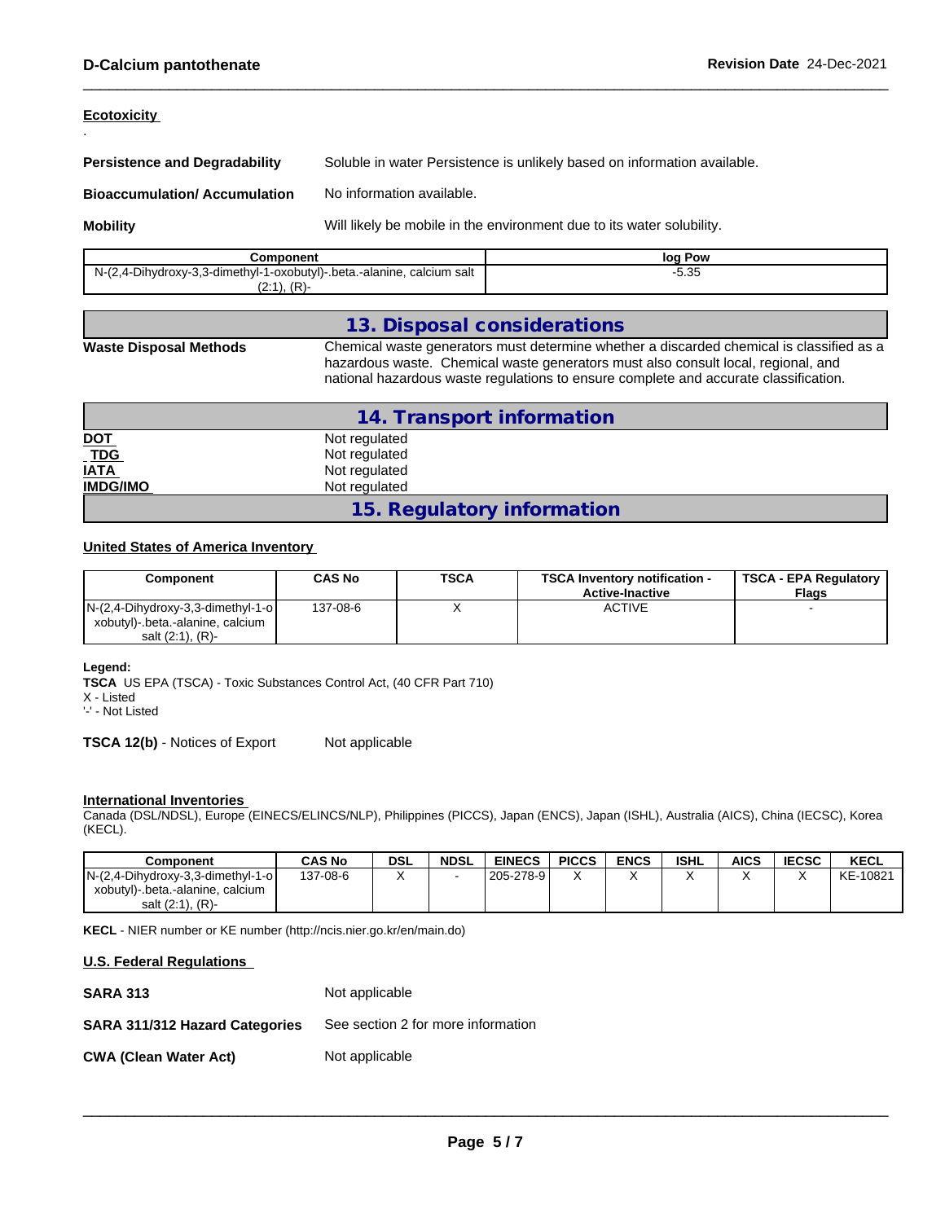### Ecotoxicity

.

**Persistence and Degradability** Soluble in water Persistence is unlikely based on information available.

**Bioaccumulation/ Accumulation** No information available.

**Mobility** Will likely be mobile in the environment due to its water solubility.

| Component | log Pow |
|---|---|
| N-(2,4-Dihydroxy-3,3-dimethyl-1-oxobutyl)-.beta.-alanine, calcium salt (2:1), (R)- | -5.35 |

## 13. Disposal considerations

**Waste Disposal Methods** Chemical waste generators must determine whether a discarded chemical is classified as a hazardous waste. Chemical waste generators must also consult local, regional, and national hazardous waste regulations to ensure complete and accurate classification.

## 14. Transport information

**DOT** Not regulated
**TDG** Not regulated
**IATA** Not regulated
**IMDG/IMO** Not regulated

## 15. Regulatory information

### United States of America Inventory

| Component | CAS No | TSCA | TSCA Inventory notification - Active-Inactive | TSCA - EPA Regulatory Flags |
|---|---|---|---|---|
| N-(2,4-Dihydroxy-3,3-dimethyl-1-oxobutyl)-.beta.-alanine, calcium salt (2:1), (R)- | 137-08-6 | X | ACTIVE | - |

**Legend:**
**TSCA** US EPA (TSCA) - Toxic Substances Control Act, (40 CFR Part 710)
X - Listed
'-' - Not Listed

**TSCA 12(b)** - Notices of Export Not applicable

### International Inventories

Canada (DSL/NDSL), Europe (EINECS/ELINCS/NLP), Philippines (PICCS), Japan (ENCS), Japan (ISHL), Australia (AICS), China (IECSC), Korea (KECL).

| Component | CAS No | DSL | NDSL | EINECS | PICCS | ENCS | ISHL | AICS | IECSC | KECL |
|---|---|---|---|---|---|---|---|---|---|---|
| N-(2,4-Dihydroxy-3,3-dimethyl-1-oxobutyl)-.beta.-alanine, calcium salt (2:1), (R)- | 137-08-6 | X | - | 205-278-9 | X | X | X | X | X | KE-10821 |

**KECL** - NIER number or KE number (http://ncis.nier.go.kr/en/main.do)

### U.S. Federal Regulations

**SARA 313** Not applicable

**SARA 311/312 Hazard Categories** See section 2 for more information

**CWA (Clean Water Act)** Not applicable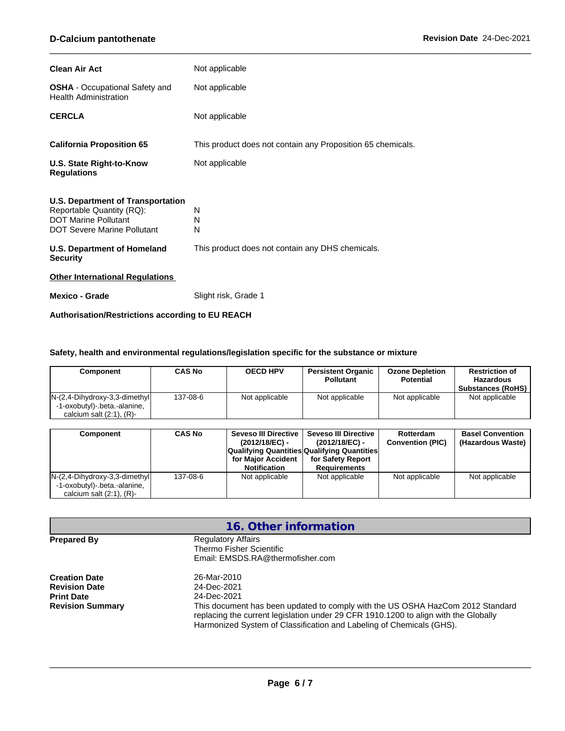**Clean Air Act** Not applicable

**OSHA** - Occupational Safety and Health Administration Not applicable

**CERCLA** Not applicable

**California Proposition 65** This product does not contain any Proposition 65 chemicals.

**U.S. State Right-to-Know Regulations** Not applicable

**U.S. Department of Transportation**

Reportable Quantity (RQ): N
DOT Marine Pollutant N
DOT Severe Marine Pollutant N

**U.S. Department of Homeland Security** This product does not contain any DHS chemicals.

**Other International Regulations**

**Mexico - Grade** Slight risk, Grade 1

**Authorisation/Restrictions according to EU REACH**

**Safety, health and environmental regulations/legislation specific for the substance or mixture**

| Component | CAS No | OECD HPV | Persistent Organic Pollutant | Ozone Depletion Potential | Restriction of Hazardous Substances (RoHS) |
|---|---|---|---|---|---|
| N-(2,4-Dihydroxy-3,3-dimethyl-1-oxobutyl)-.beta.-alanine, calcium salt (2:1), (R)- | 137-08-6 | Not applicable | Not applicable | Not applicable | Not applicable |

| Component | CAS No | Seveso III Directive (2012/18/EC) - Qualifying Quantities for Major Accident Notification | Seveso III Directive (2012/18/EC) - Qualifying Quantities for Safety Report Requirements | Rotterdam Convention (PIC) | Basel Convention (Hazardous Waste) |
|---|---|---|---|---|---|
| N-(2,4-Dihydroxy-3,3-dimethyl-1-oxobutyl)-.beta.-alanine, calcium salt (2:1), (R)- | 137-08-6 | Not applicable | Not applicable | Not applicable | Not applicable |

## 16. Other information

**Prepared By** Regulatory Affairs
Thermo Fisher Scientific
Email: EMSDS.RA@thermofisher.com

**Creation Date** 26-Mar-2010
**Revision Date** 24-Dec-2021
**Print Date** 24-Dec-2021
**Revision Summary** This document has been updated to comply with the US OSHA HazCom 2012 Standard replacing the current legislation under 29 CFR 1910.1200 to align with the Globally Harmonized System of Classification and Labeling of Chemicals (GHS).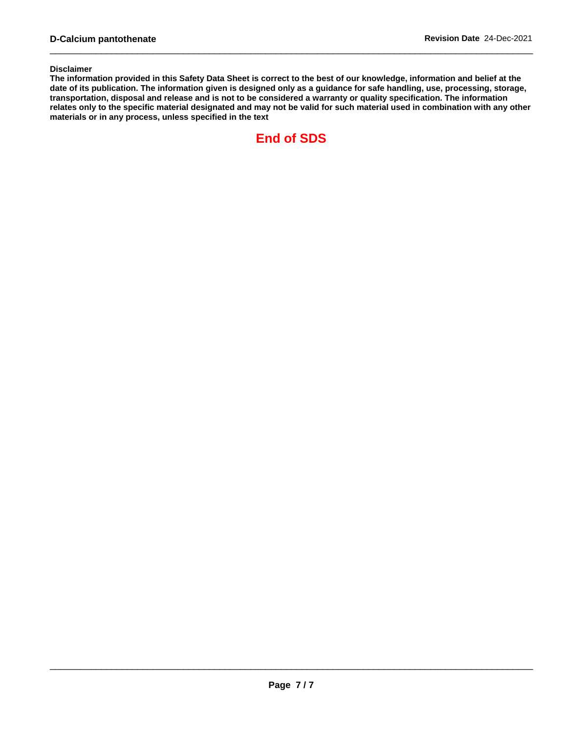**Disclaimer**

**The information provided in this Safety Data Sheet is correct to the best of our knowledge, information and belief at the date of its publication. The information given is designed only as a guidance for safe handling, use, processing, storage, transportation, disposal and release and is not to be considered a warranty or quality specification. The information relates only to the specific material designated and may not be valid for such material used in combination with any other materials or in any process, unless specified in the text**

**End of SDS**